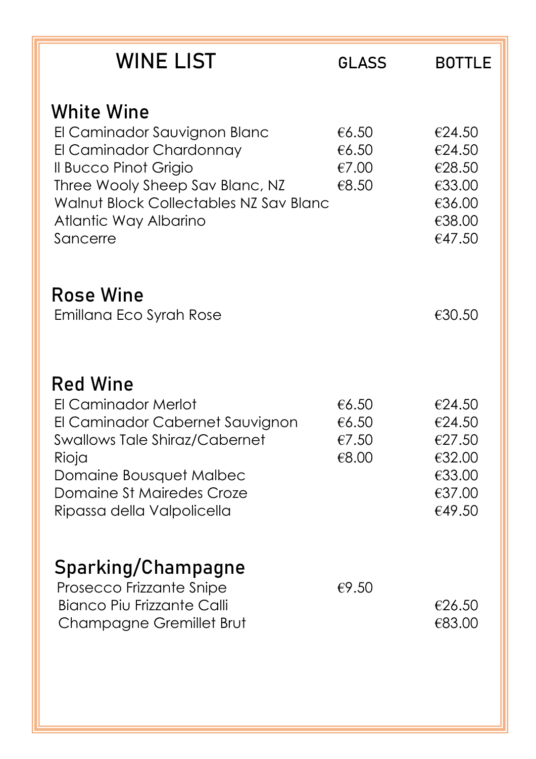# WINE LIST

| | GLASS | BOTTLE |
|---|---|---|
| **White Wine** | | |
| El Caminador Sauvignon Blanc | €6.50 | €24.50 |
| El Caminador Chardonnay | €6.50 | €24.50 |
| Il Bucco Pinot Grigio | €7.00 | €28.50 |
| Three Wooly Sheep Sav Blanc, NZ | €8.50 | €33.00 |
| Walnut Block Collectables NZ Sav Blanc | | €36.00 |
| Atlantic Way Albarino | | €38.00 |
| Sancerre | | €47.50 |
| **Rose Wine** | | |
| Emillana Eco Syrah Rose | | €30.50 |
| **Red Wine** | | |
| El Caminador Merlot | €6.50 | €24.50 |
| El Caminador Cabernet Sauvignon | €6.50 | €24.50 |
| Swallows Tale Shiraz/Cabernet | €7.50 | €27.50 |
| Rioja | €8.00 | €32.00 |
| Domaine Bousquet Malbec | | €33.00 |
| Domaine St Mairedes Croze | | €37.00 |
| Ripassa della Valpolicella | | €49.50 |
| **Sparking/Champagne** | | |
| Prosecco Frizzante Snipe | €9.50 | |
| Bianco Piu Frizzante Calli | | €26.50 |
| Champagne Gremillet Brut | | €83.00 |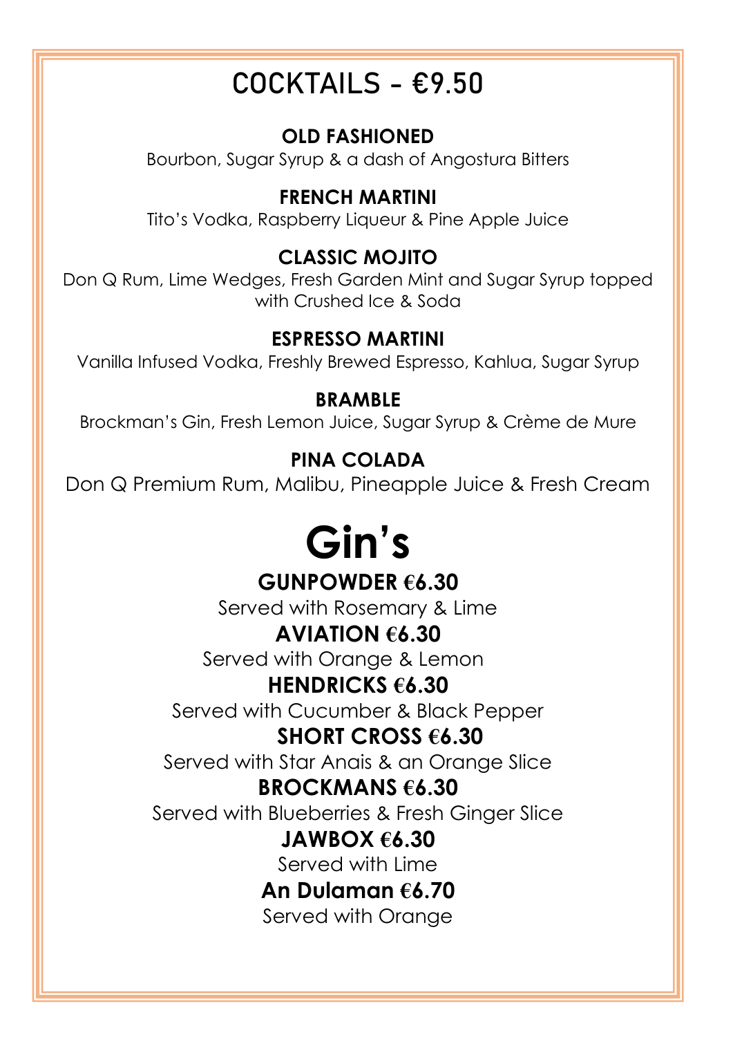# COCKTAILS - €9.50

**OLD FASHIONED**
Bourbon, Sugar Syrup & a dash of Angostura Bitters

**FRENCH MARTINI**
Tito's Vodka, Raspberry Liqueur & Pine Apple Juice

**CLASSIC MOJITO**
Don Q Rum, Lime Wedges, Fresh Garden Mint and Sugar Syrup topped with Crushed Ice & Soda

**ESPRESSO MARTINI**
Vanilla Infused Vodka, Freshly Brewed Espresso, Kahlua, Sugar Syrup

**BRAMBLE**
Brockman's Gin, Fresh Lemon Juice, Sugar Syrup & Crème de Mure

**PINA COLADA**
Don Q Premium Rum, Malibu, Pineapple Juice & Fresh Cream

# Gin's

**GUNPOWDER €6.30**
Served with Rosemary & Lime

**AVIATION €6.30**
Served with Orange & Lemon

**HENDRICKS €6.30**
Served with Cucumber & Black Pepper

**SHORT CROSS €6.30**
Served with Star Anais & an Orange Slice

**BROCKMANS €6.30**
Served with Blueberries & Fresh Ginger Slice

**JAWBOX €6.30**
Served with Lime

**An Dulaman €6.70**
Served with Orange